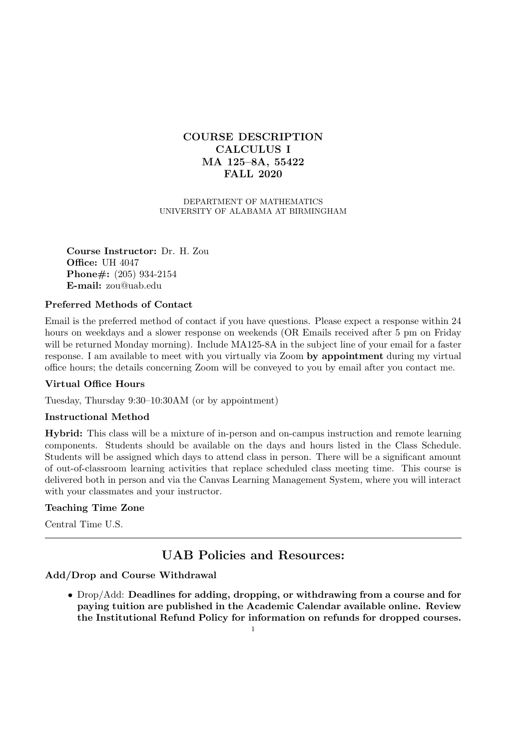# COURSE DESCRIPTION
# CALCULUS I
# MA 125–8A, 55422
# FALL 2020

DEPARTMENT OF MATHEMATICS
UNIVERSITY OF ALABAMA AT BIRMINGHAM

**Course Instructor:** Dr. H. Zou
**Office:** UH 4047
**Phone#:** (205) 934-2154
**E-mail:** zou@uab.edu

### Preferred Methods of Contact

Email is the preferred method of contact if you have questions. Please expect a response within 24 hours on weekdays and a slower response on weekends (OR Emails received after 5 pm on Friday will be returned Monday morning). Include MA125-8A in the subject line of your email for a faster response. I am available to meet with you virtually via Zoom **by appointment** during my virtual office hours; the details concerning Zoom will be conveyed to you by email after you contact me.

### Virtual Office Hours

Tuesday, Thursday 9:30–10:30AM (or by appointment)

### Instructional Method

**Hybrid:** This class will be a mixture of in-person and on-campus instruction and remote learning components. Students should be available on the days and hours listed in the Class Schedule. Students will be assigned which days to attend class in person. There will be a significant amount of out-of-classroom learning activities that replace scheduled class meeting time. This course is delivered both in person and via the Canvas Learning Management System, where you will interact with your classmates and your instructor.

### Teaching Time Zone

Central Time U.S.

---

## UAB Policies and Resources:

### Add/Drop and Course Withdrawal

- Drop/Add: **Deadlines for adding, dropping, or withdrawing from a course and for paying tuition are published in the Academic Calendar available online. Review the Institutional Refund Policy for information on refunds for dropped courses.**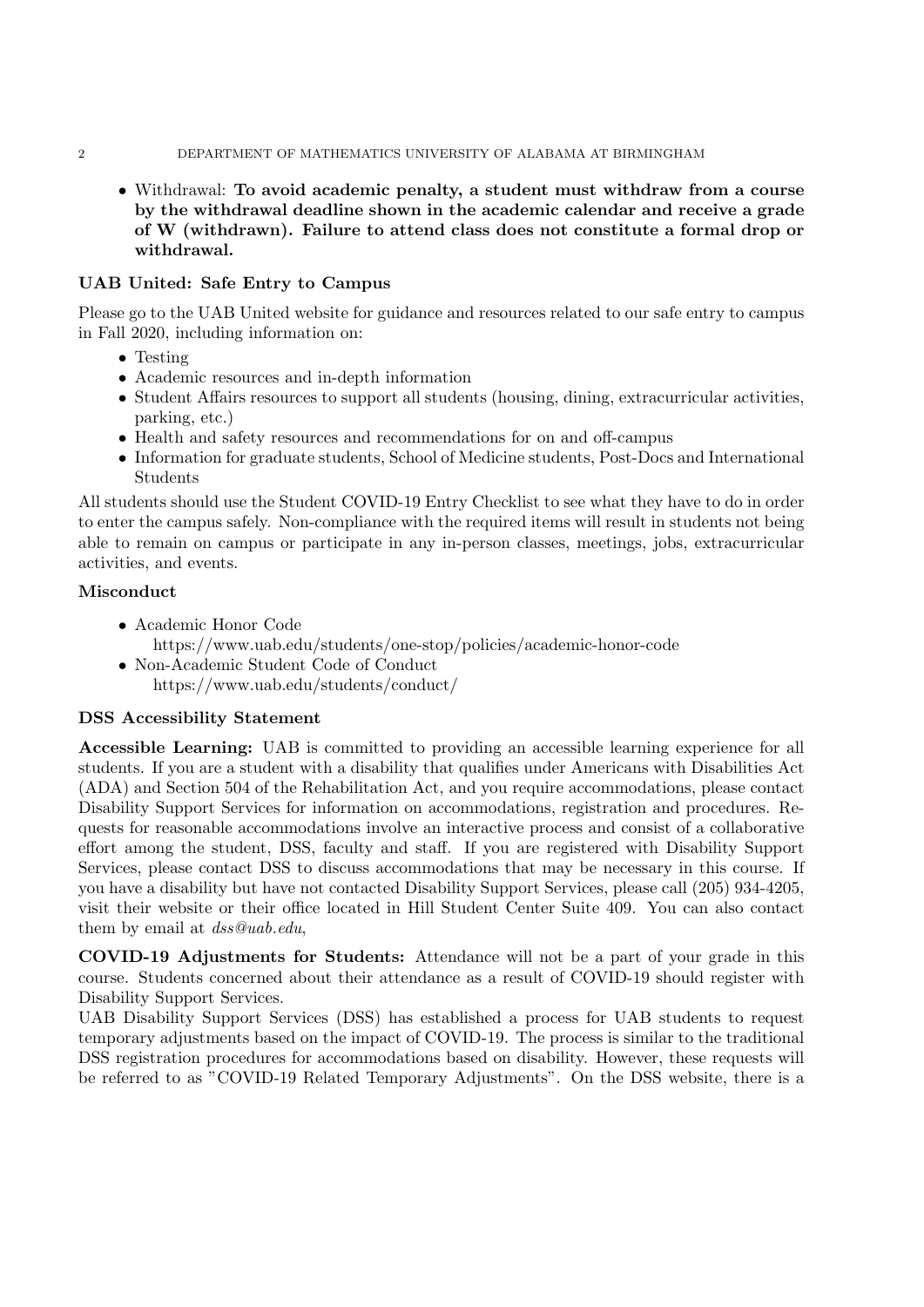- Withdrawal: **To avoid academic penalty, a student must withdraw from a course by the withdrawal deadline shown in the academic calendar and receive a grade of W (withdrawn). Failure to attend class does not constitute a formal drop or withdrawal.**

### UAB United: Safe Entry to Campus

Please go to the UAB United website for guidance and resources related to our safe entry to campus in Fall 2020, including information on:

- Testing
- Academic resources and in-depth information
- Student Affairs resources to support all students (housing, dining, extracurricular activities, parking, etc.)
- Health and safety resources and recommendations for on and off-campus
- Information for graduate students, School of Medicine students, Post-Docs and International Students

All students should use the Student COVID-19 Entry Checklist to see what they have to do in order to enter the campus safely. Non-compliance with the required items will result in students not being able to remain on campus or participate in any in-person classes, meetings, jobs, extracurricular activities, and events.

### Misconduct

- Academic Honor Code
  https://www.uab.edu/students/one-stop/policies/academic-honor-code
- Non-Academic Student Code of Conduct
  https://www.uab.edu/students/conduct/

### DSS Accessibility Statement

**Accessible Learning:** UAB is committed to providing an accessible learning experience for all students. If you are a student with a disability that qualifies under Americans with Disabilities Act (ADA) and Section 504 of the Rehabilitation Act, and you require accommodations, please contact Disability Support Services for information on accommodations, registration and procedures. Requests for reasonable accommodations involve an interactive process and consist of a collaborative effort among the student, DSS, faculty and staff. If you are registered with Disability Support Services, please contact DSS to discuss accommodations that may be necessary in this course. If you have a disability but have not contacted Disability Support Services, please call (205) 934-4205, visit their website or their office located in Hill Student Center Suite 409. You can also contact them by email at *dss@uab.edu*,

**COVID-19 Adjustments for Students:** Attendance will not be a part of your grade in this course. Students concerned about their attendance as a result of COVID-19 should register with Disability Support Services.

UAB Disability Support Services (DSS) has established a process for UAB students to request temporary adjustments based on the impact of COVID-19. The process is similar to the traditional DSS registration procedures for accommodations based on disability. However, these requests will be referred to as "COVID-19 Related Temporary Adjustments". On the DSS website, there is a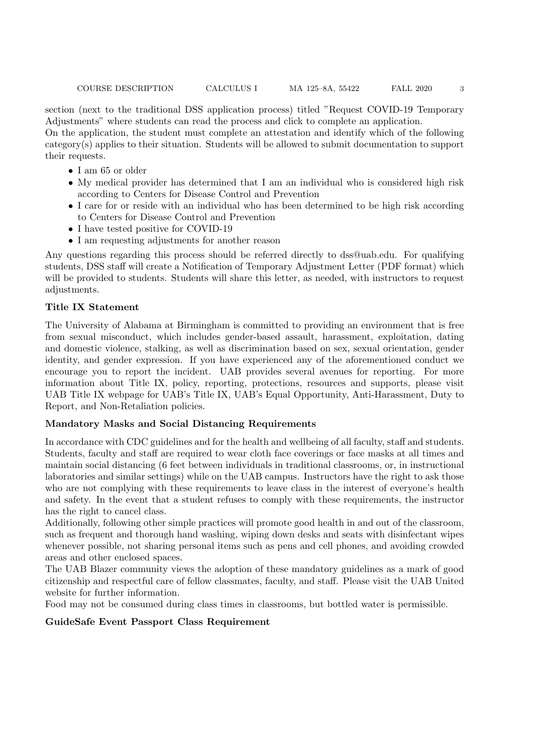section (next to the traditional DSS application process) titled "Request COVID-19 Temporary Adjustments" where students can read the process and click to complete an application.
On the application, the student must complete an attestation and identify which of the following category(s) applies to their situation. Students will be allowed to submit documentation to support their requests.

- I am 65 or older
- My medical provider has determined that I am an individual who is considered high risk according to Centers for Disease Control and Prevention
- I care for or reside with an individual who has been determined to be high risk according to Centers for Disease Control and Prevention
- I have tested positive for COVID-19
- I am requesting adjustments for another reason

Any questions regarding this process should be referred directly to dss@uab.edu. For qualifying students, DSS staff will create a Notification of Temporary Adjustment Letter (PDF format) which will be provided to students. Students will share this letter, as needed, with instructors to request adjustments.

**Title IX Statement**

The University of Alabama at Birmingham is committed to providing an environment that is free from sexual misconduct, which includes gender-based assault, harassment, exploitation, dating and domestic violence, stalking, as well as discrimination based on sex, sexual orientation, gender identity, and gender expression. If you have experienced any of the aforementioned conduct we encourage you to report the incident. UAB provides several avenues for reporting. For more information about Title IX, policy, reporting, protections, resources and supports, please visit UAB Title IX webpage for UAB's Title IX, UAB's Equal Opportunity, Anti-Harassment, Duty to Report, and Non-Retaliation policies.

**Mandatory Masks and Social Distancing Requirements**

In accordance with CDC guidelines and for the health and wellbeing of all faculty, staff and students. Students, faculty and staff are required to wear cloth face coverings or face masks at all times and maintain social distancing (6 feet between individuals in traditional classrooms, or, in instructional laboratories and similar settings) while on the UAB campus. Instructors have the right to ask those who are not complying with these requirements to leave class in the interest of everyone's health and safety. In the event that a student refuses to comply with these requirements, the instructor has the right to cancel class.
Additionally, following other simple practices will promote good health in and out of the classroom, such as frequent and thorough hand washing, wiping down desks and seats with disinfectant wipes whenever possible, not sharing personal items such as pens and cell phones, and avoiding crowded areas and other enclosed spaces.
The UAB Blazer community views the adoption of these mandatory guidelines as a mark of good citizenship and respectful care of fellow classmates, faculty, and staff. Please visit the UAB United website for further information.
Food may not be consumed during class times in classrooms, but bottled water is permissible.

**GuideSafe Event Passport Class Requirement**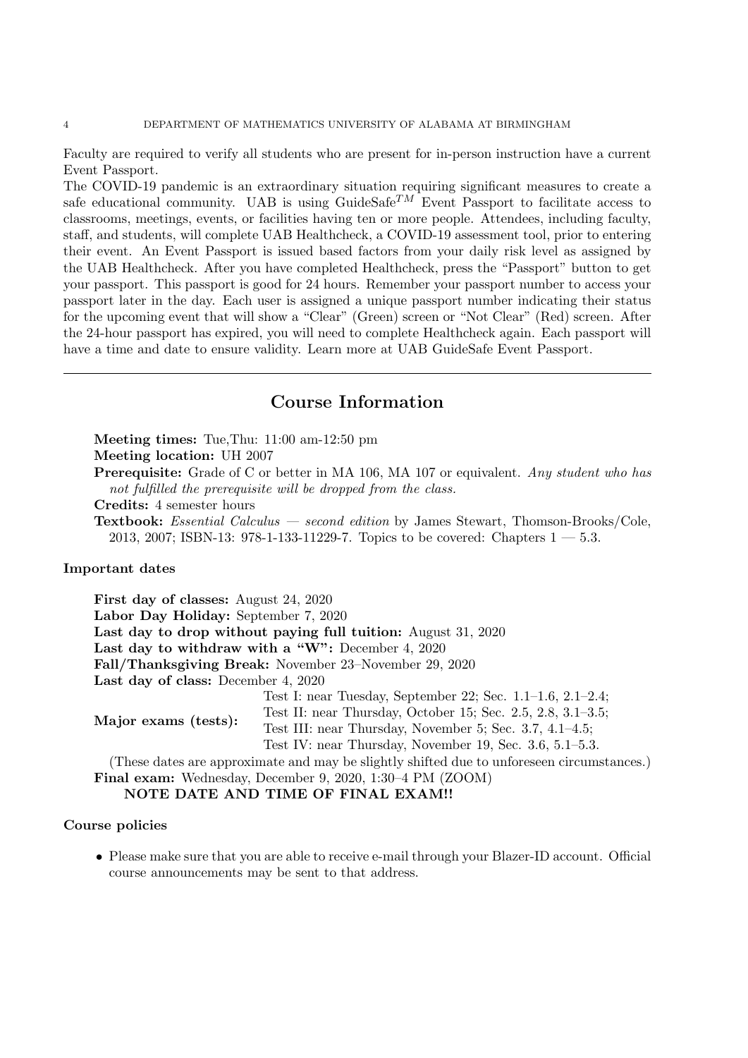Faculty are required to verify all students who are present for in-person instruction have a current Event Passport.

The COVID-19 pandemic is an extraordinary situation requiring significant measures to create a safe educational community. UAB is using GuideSafe$^{TM}$ Event Passport to facilitate access to classrooms, meetings, events, or facilities having ten or more people. Attendees, including faculty, staff, and students, will complete UAB Healthcheck, a COVID-19 assessment tool, prior to entering their event. An Event Passport is issued based factors from your daily risk level as assigned by the UAB Healthcheck. After you have completed Healthcheck, press the "Passport" button to get your passport. This passport is good for 24 hours. Remember your passport number to access your passport later in the day. Each user is assigned a unique passport number indicating their status for the upcoming event that will show a "Clear" (Green) screen or "Not Clear" (Red) screen. After the 24-hour passport has expired, you will need to complete Healthcheck again. Each passport will have a time and date to ensure validity. Learn more at UAB GuideSafe Event Passport.

---

## Course Information

**Meeting times:** Tue,Thu: 11:00 am-12:50 pm

**Meeting location:** UH 2007

**Prerequisite:** Grade of C or better in MA 106, MA 107 or equivalent. *Any student who has not fulfilled the prerequisite will be dropped from the class.*

**Credits:** 4 semester hours

**Textbook:** *Essential Calculus — second edition* by James Stewart, Thomson-Brooks/Cole, 2013, 2007; ISBN-13: 978-1-133-11229-7. Topics to be covered: Chapters 1 — 5.3.

### Important dates

**First day of classes:** August 24, 2020

**Labor Day Holiday:** September 7, 2020

**Last day to drop without paying full tuition:** August 31, 2020

**Last day to withdraw with a "W":** December 4, 2020

**Fall/Thanksgiving Break:** November 23–November 29, 2020

**Last day of class:** December 4, 2020

**Major exams (tests):**
- Test I: near Tuesday, September 22; Sec. 1.1–1.6, 2.1–2.4;
- Test II: near Thursday, October 15; Sec. 2.5, 2.8, 3.1–3.5;
- Test III: near Thursday, November 5; Sec. 3.7, 4.1–4.5;
- Test IV: near Thursday, November 19, Sec. 3.6, 5.1–5.3.

(These dates are approximate and may be slightly shifted due to unforeseen circumstances.)

**Final exam:** Wednesday, December 9, 2020, 1:30–4 PM (ZOOM)

**NOTE DATE AND TIME OF FINAL EXAM!!**

### Course policies

- Please make sure that you are able to receive e-mail through your Blazer-ID account. Official course announcements may be sent to that address.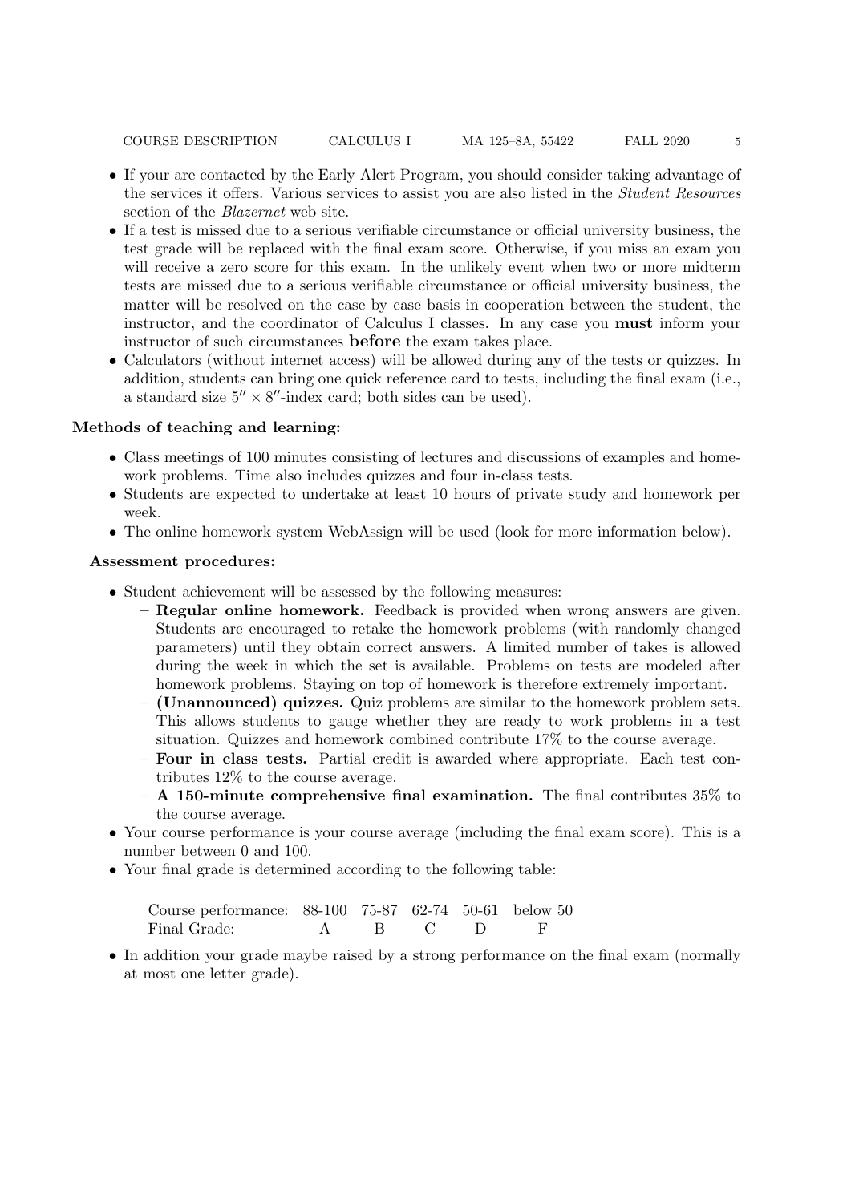- If your are contacted by the Early Alert Program, you should consider taking advantage of the services it offers. Various services to assist you are also listed in the *Student Resources* section of the *Blazernet* web site.
- If a test is missed due to a serious verifiable circumstance or official university business, the test grade will be replaced with the final exam score. Otherwise, if you miss an exam you will receive a zero score for this exam. In the unlikely event when two or more midterm tests are missed due to a serious verifiable circumstance or official university business, the matter will be resolved on the case by case basis in cooperation between the student, the instructor, and the coordinator of Calculus I classes. In any case you **must** inform your instructor of such circumstances **before** the exam takes place.
- Calculators (without internet access) will be allowed during any of the tests or quizzes. In addition, students can bring one quick reference card to tests, including the final exam (i.e., a standard size $5'' \times 8''$-index card; both sides can be used).

**Methods of teaching and learning:**

- Class meetings of 100 minutes consisting of lectures and discussions of examples and homework problems. Time also includes quizzes and four in-class tests.
- Students are expected to undertake at least 10 hours of private study and homework per week.
- The online homework system WebAssign will be used (look for more information below).

**Assessment procedures:**

- Student achievement will be assessed by the following measures:
  - **Regular online homework.** Feedback is provided when wrong answers are given. Students are encouraged to retake the homework problems (with randomly changed parameters) until they obtain correct answers. A limited number of takes is allowed during the week in which the set is available. Problems on tests are modeled after homework problems. Staying on top of homework is therefore extremely important.
  - **(Unannounced) quizzes.** Quiz problems are similar to the homework problem sets. This allows students to gauge whether they are ready to work problems in a test situation. Quizzes and homework combined contribute 17% to the course average.
  - **Four in class tests.** Partial credit is awarded where appropriate. Each test contributes 12% to the course average.
  - **A 150-minute comprehensive final examination.** The final contributes 35% to the course average.
- Your course performance is your course average (including the final exam score). This is a number between 0 and 100.
- Your final grade is determined according to the following table:

| Course performance: | 88-100 | 75-87 | 62-74 | 50-61 | below 50 |
|---|---|---|---|---|---|
| Final Grade: | A | B | C | D | F |

- In addition your grade maybe raised by a strong performance on the final exam (normally at most one letter grade).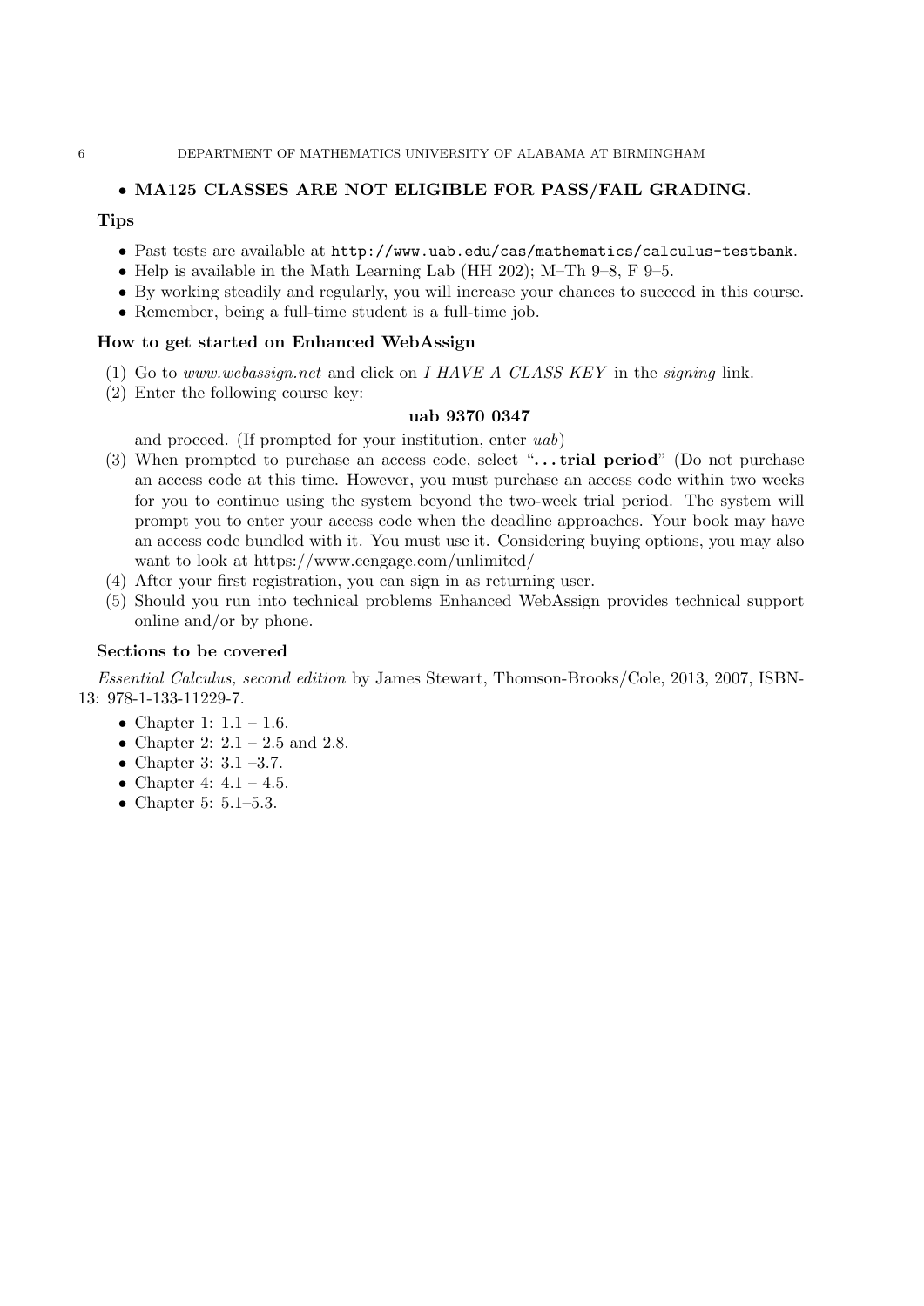- **MA125 CLASSES ARE NOT ELIGIBLE FOR PASS/FAIL GRADING**.

### Tips

- Past tests are available at `http://www.uab.edu/cas/mathematics/calculus-testbank`.
- Help is available in the Math Learning Lab (HH 202); M–Th 9–8, F 9–5.
- By working steadily and regularly, you will increase your chances to succeed in this course.
- Remember, being a full-time student is a full-time job.

### How to get started on Enhanced WebAssign

1. Go to *www.webassign.net* and click on *I HAVE A CLASS KEY* in the *signing* link.
2. Enter the following course key:

   **uab 9370 0347**

   and proceed. (If prompted for your institution, enter *uab*)
3. When prompted to purchase an access code, select "**. . . trial period**" (Do not purchase an access code at this time. However, you must purchase an access code within two weeks for you to continue using the system beyond the two-week trial period. The system will prompt you to enter your access code when the deadline approaches. Your book may have an access code bundled with it. You must use it. Considering buying options, you may also want to look at https://www.cengage.com/unlimited/
4. After your first registration, you can sign in as returning user.
5. Should you run into technical problems Enhanced WebAssign provides technical support online and/or by phone.

### Sections to be covered

*Essential Calculus, second edition* by James Stewart, Thomson-Brooks/Cole, 2013, 2007, ISBN-13: 978-1-133-11229-7.

- Chapter 1: 1.1 – 1.6.
- Chapter 2: 2.1 – 2.5 and 2.8.
- Chapter 3: 3.1 –3.7.
- Chapter 4: 4.1 – 4.5.
- Chapter 5: 5.1–5.3.